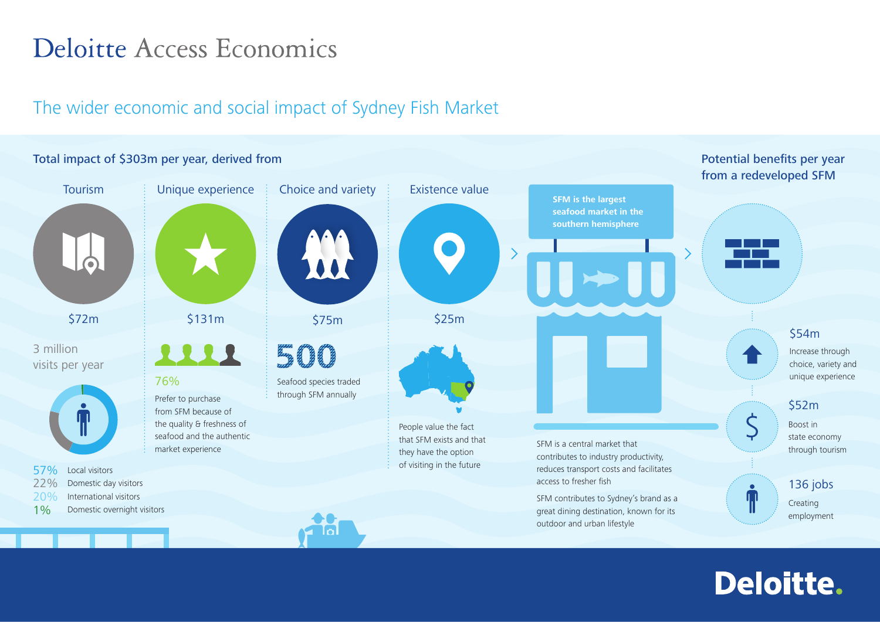# Deloitte Access Economics

## The wider economic and social impact of Sydney Fish Market

### Total impact of $303m per year, derived from

#### Tourism

$72m

3 million visits per year

- 57% Local visitors
- 22% Domestic day visitors
- 20% International visitors
- 1% Domestic overnight visitors

#### Unique experience

$131m

76%

Prefer to purchase from SFM because of the quality & freshness of seafood and the authentic market experience

#### Choice and variety

$75m

500

Seafood species traded through SFM annually

#### Existence value

$25m

People value the fact that SFM exists and that they have the option of visiting in the future

---

**SFM is the largest seafood market in the southern hemisphere**

SFM is a central market that contributes to industry productivity, reduces transport costs and facilitates access to fresher fish

SFM contributes to Sydney's brand as a great dining destination, known for its outdoor and urban lifestyle

### Potential benefits per year from a redeveloped SFM

**$54m**
Increase through choice, variety and unique experience

**$52m**
Boost in state economy through tourism

**136 jobs**
Creating employment

Deloitte.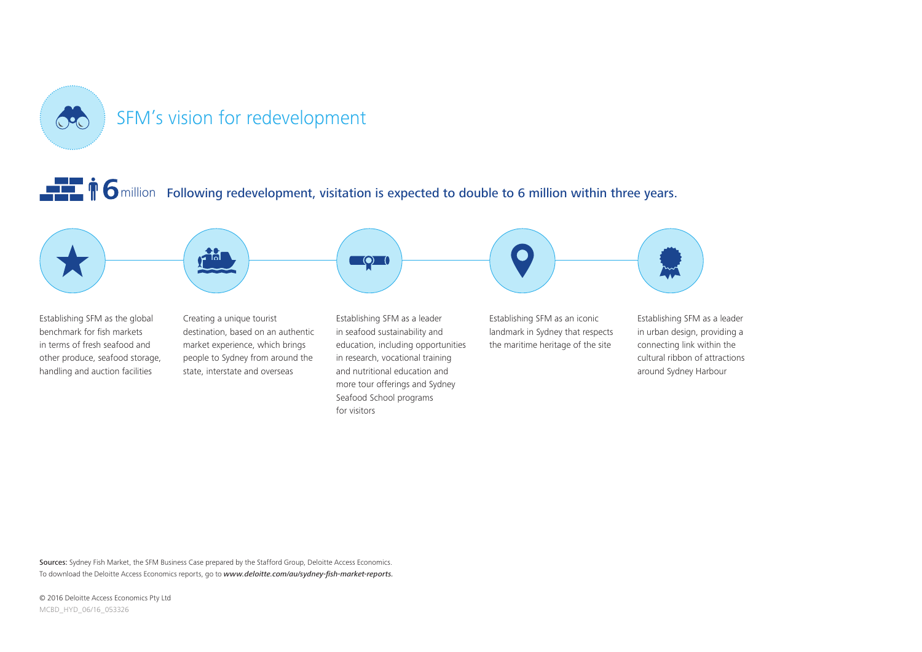# SFM's vision for redevelopment

**6 million** Following redevelopment, visitation is expected to double to 6 million within three years.

- Establishing SFM as the global benchmark for fish markets in terms of fresh seafood and other produce, seafood storage, handling and auction facilities
- Creating a unique tourist destination, based on an authentic market experience, which brings people to Sydney from around the state, interstate and overseas
- Establishing SFM as a leader in seafood sustainability and education, including opportunities in research, vocational training and nutritional education and more tour offerings and Sydney Seafood School programs for visitors
- Establishing SFM as an iconic landmark in Sydney that respects the maritime heritage of the site
- Establishing SFM as a leader in urban design, providing a connecting link within the cultural ribbon of attractions around Sydney Harbour

**Sources:** Sydney Fish Market, the SFM Business Case prepared by the Stafford Group, Deloitte Access Economics.
To download the Deloitte Access Economics reports, go to ***www.deloitte.com/au/sydney-fish-market-reports***.

© 2016 Deloitte Access Economics Pty Ltd
MCBD_HYD_06/16_053326